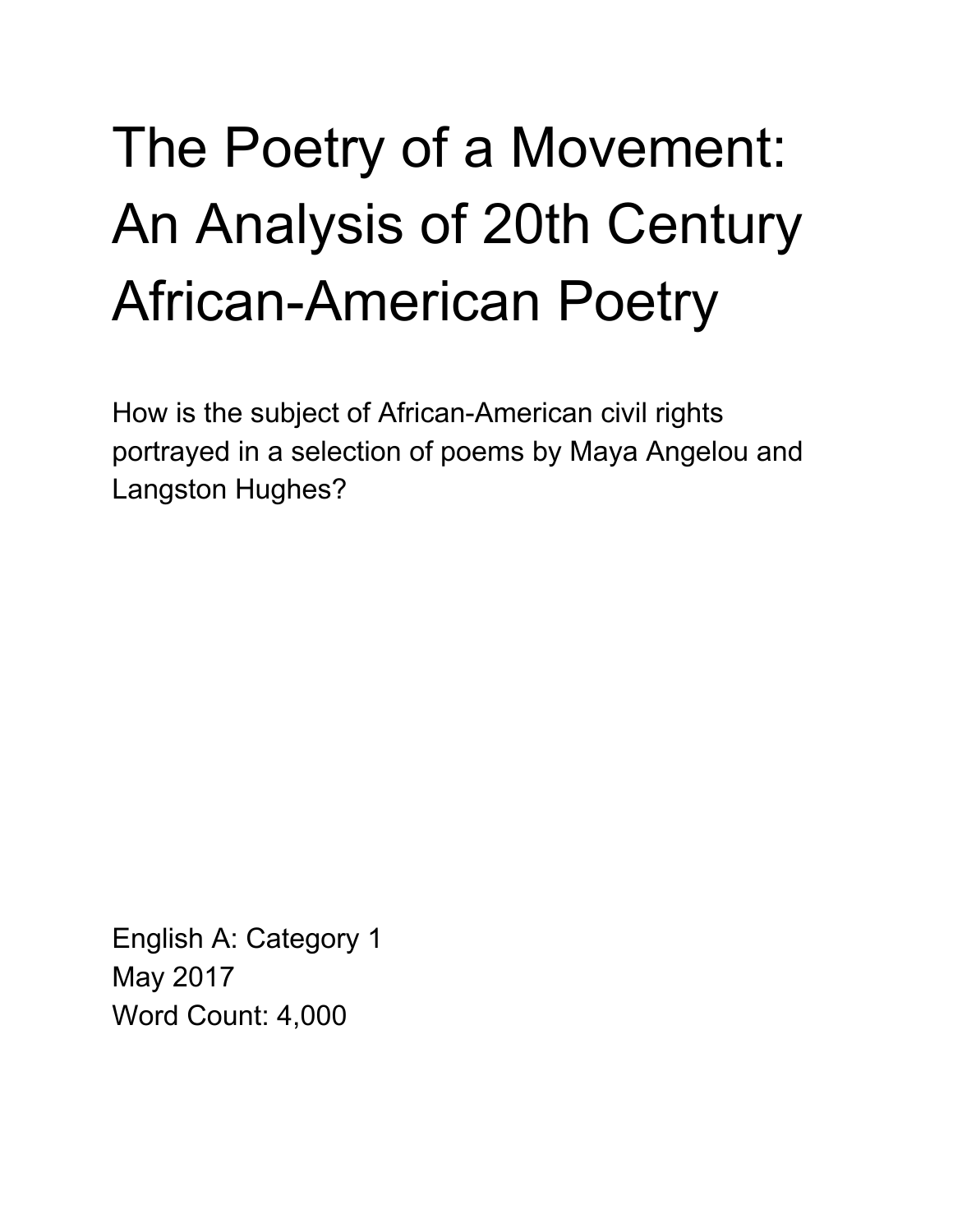# The Poetry of a Movement: An Analysis of 20th Century African-American Poetry

How is the subject of African-American civil rights portrayed in a selection of poems by Maya Angelou and Langston Hughes?

English A: Category 1
May 2017
Word Count: 4,000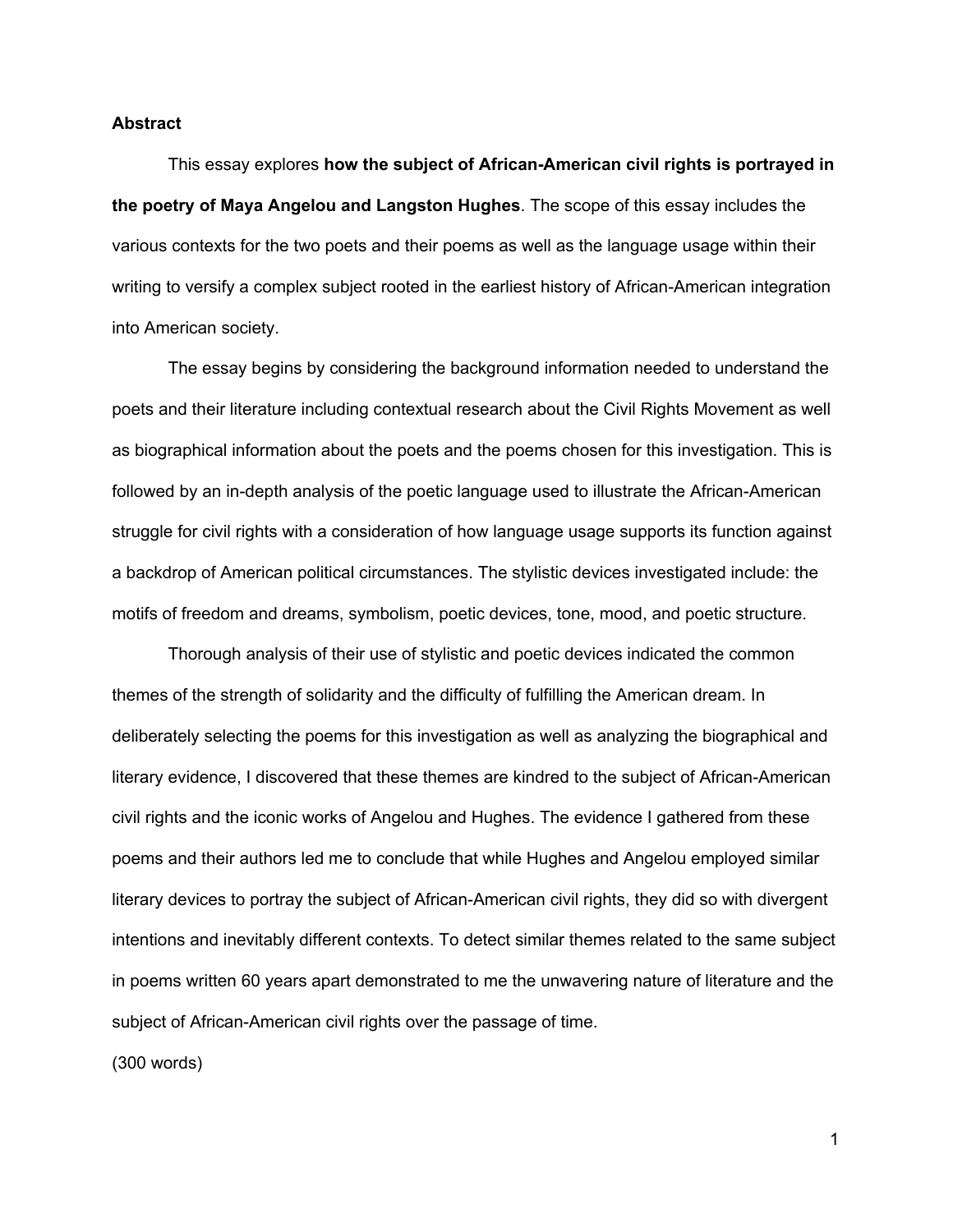**Abstract**

This essay explores **how the subject of African-American civil rights is portrayed in the poetry of Maya Angelou and Langston Hughes**. The scope of this essay includes the various contexts for the two poets and their poems as well as the language usage within their writing to versify a complex subject rooted in the earliest history of African-American integration into American society.

The essay begins by considering the background information needed to understand the poets and their literature including contextual research about the Civil Rights Movement as well as biographical information about the poets and the poems chosen for this investigation. This is followed by an in-depth analysis of the poetic language used to illustrate the African-American struggle for civil rights with a consideration of how language usage supports its function against a backdrop of American political circumstances. The stylistic devices investigated include: the motifs of freedom and dreams, symbolism, poetic devices, tone, mood, and poetic structure.

Thorough analysis of their use of stylistic and poetic devices indicated the common themes of the strength of solidarity and the difficulty of fulfilling the American dream. In deliberately selecting the poems for this investigation as well as analyzing the biographical and literary evidence, I discovered that these themes are kindred to the subject of African-American civil rights and the iconic works of Angelou and Hughes. The evidence I gathered from these poems and their authors led me to conclude that while Hughes and Angelou employed similar literary devices to portray the subject of African-American civil rights, they did so with divergent intentions and inevitably different contexts. To detect similar themes related to the same subject in poems written 60 years apart demonstrated to me the unwavering nature of literature and the subject of African-American civil rights over the passage of time.

(300 words)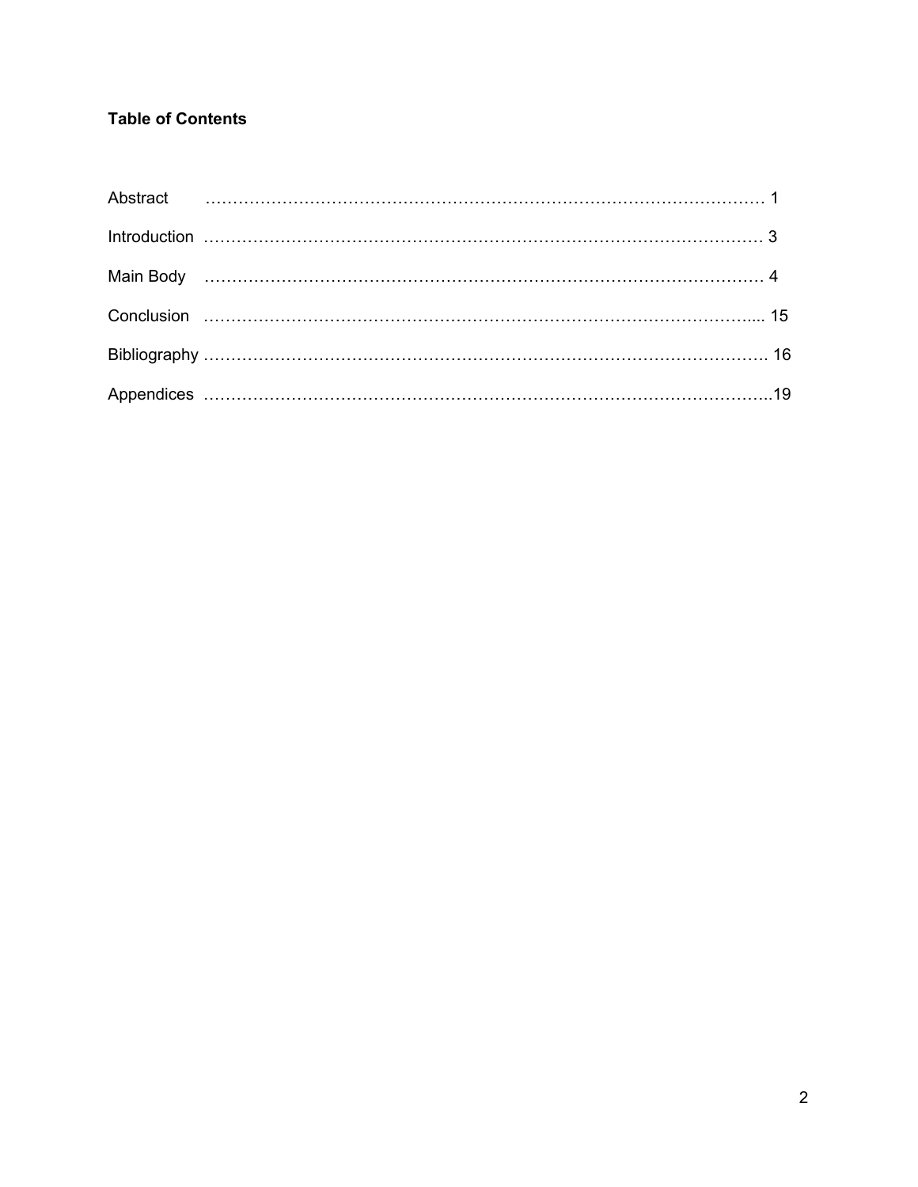**Table of Contents**

Abstract ………………………………………………………………………………………. 1

Introduction ……………………………………………………………………………………. 3

Main Body ……………………………………………………………………………………. 4

Conclusion ………………………………………………………………………………….... 15

Bibliography ……………………………………………………………………………………. 16

Appendices ……………………………………………………………………………………..19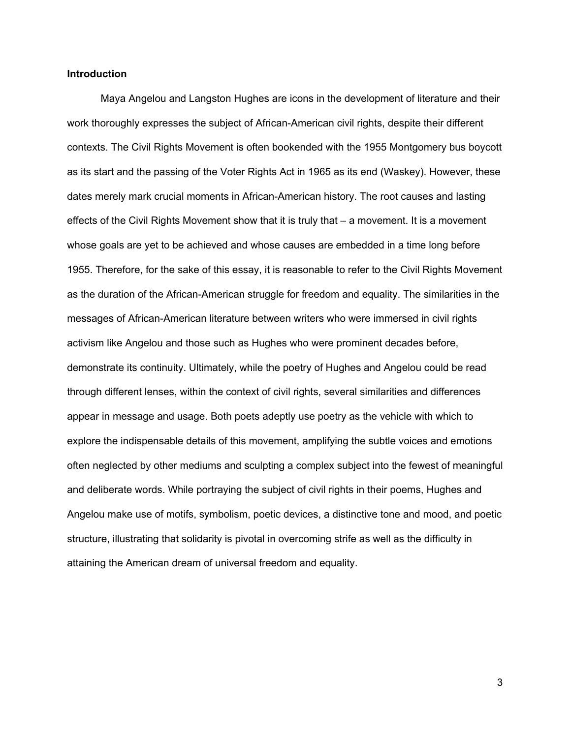## Introduction

Maya Angelou and Langston Hughes are icons in the development of literature and their work thoroughly expresses the subject of African-American civil rights, despite their different contexts. The Civil Rights Movement is often bookended with the 1955 Montgomery bus boycott as its start and the passing of the Voter Rights Act in 1965 as its end (Waskey). However, these dates merely mark crucial moments in African-American history. The root causes and lasting effects of the Civil Rights Movement show that it is truly that – a movement. It is a movement whose goals are yet to be achieved and whose causes are embedded in a time long before 1955. Therefore, for the sake of this essay, it is reasonable to refer to the Civil Rights Movement as the duration of the African-American struggle for freedom and equality. The similarities in the messages of African-American literature between writers who were immersed in civil rights activism like Angelou and those such as Hughes who were prominent decades before, demonstrate its continuity. Ultimately, while the poetry of Hughes and Angelou could be read through different lenses, within the context of civil rights, several similarities and differences appear in message and usage. Both poets adeptly use poetry as the vehicle with which to explore the indispensable details of this movement, amplifying the subtle voices and emotions often neglected by other mediums and sculpting a complex subject into the fewest of meaningful and deliberate words. While portraying the subject of civil rights in their poems, Hughes and Angelou make use of motifs, symbolism, poetic devices, a distinctive tone and mood, and poetic structure, illustrating that solidarity is pivotal in overcoming strife as well as the difficulty in attaining the American dream of universal freedom and equality.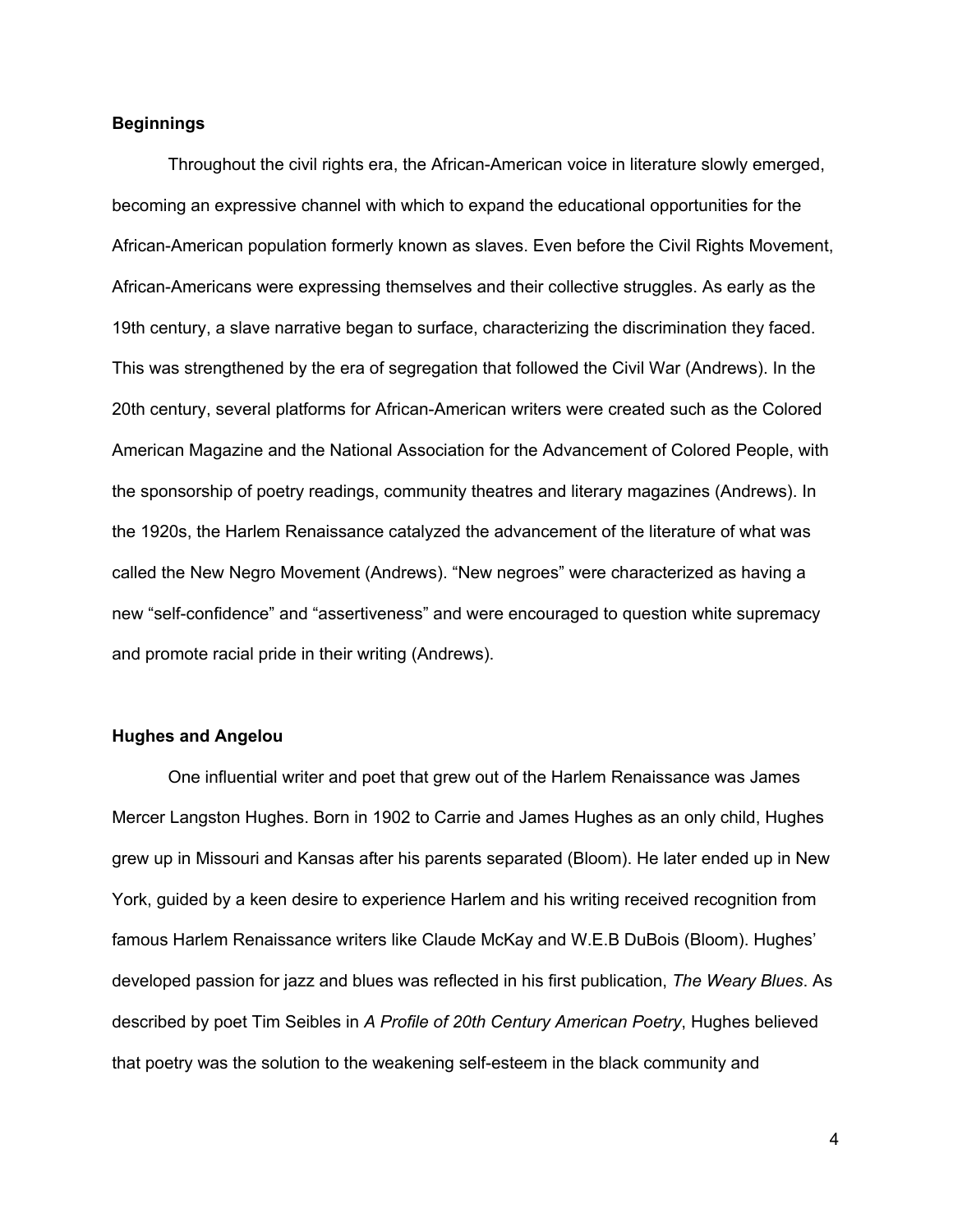**Beginnings**

Throughout the civil rights era, the African-American voice in literature slowly emerged, becoming an expressive channel with which to expand the educational opportunities for the African-American population formerly known as slaves. Even before the Civil Rights Movement, African-Americans were expressing themselves and their collective struggles. As early as the 19th century, a slave narrative began to surface, characterizing the discrimination they faced. This was strengthened by the era of segregation that followed the Civil War (Andrews). In the 20th century, several platforms for African-American writers were created such as the Colored American Magazine and the National Association for the Advancement of Colored People, with the sponsorship of poetry readings, community theatres and literary magazines (Andrews). In the 1920s, the Harlem Renaissance catalyzed the advancement of the literature of what was called the New Negro Movement (Andrews). “New negroes” were characterized as having a new “self-confidence” and “assertiveness” and were encouraged to question white supremacy and promote racial pride in their writing (Andrews).

**Hughes and Angelou**

One influential writer and poet that grew out of the Harlem Renaissance was James Mercer Langston Hughes. Born in 1902 to Carrie and James Hughes as an only child, Hughes grew up in Missouri and Kansas after his parents separated (Bloom). He later ended up in New York, guided by a keen desire to experience Harlem and his writing received recognition from famous Harlem Renaissance writers like Claude McKay and W.E.B DuBois (Bloom). Hughes' developed passion for jazz and blues was reflected in his first publication, *The Weary Blues*. As described by poet Tim Seibles in *A Profile of 20th Century American Poetry*, Hughes believed that poetry was the solution to the weakening self-esteem in the black community and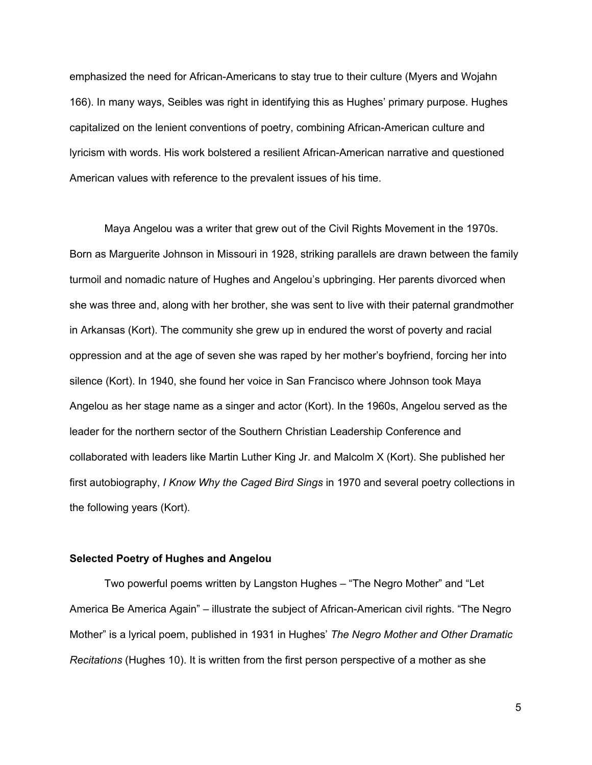emphasized the need for African-Americans to stay true to their culture (Myers and Wojahn 166). In many ways, Seibles was right in identifying this as Hughes' primary purpose. Hughes capitalized on the lenient conventions of poetry, combining African-American culture and lyricism with words. His work bolstered a resilient African-American narrative and questioned American values with reference to the prevalent issues of his time.

Maya Angelou was a writer that grew out of the Civil Rights Movement in the 1970s. Born as Marguerite Johnson in Missouri in 1928, striking parallels are drawn between the family turmoil and nomadic nature of Hughes and Angelou's upbringing. Her parents divorced when she was three and, along with her brother, she was sent to live with their paternal grandmother in Arkansas (Kort). The community she grew up in endured the worst of poverty and racial oppression and at the age of seven she was raped by her mother's boyfriend, forcing her into silence (Kort). In 1940, she found her voice in San Francisco where Johnson took Maya Angelou as her stage name as a singer and actor (Kort). In the 1960s, Angelou served as the leader for the northern sector of the Southern Christian Leadership Conference and collaborated with leaders like Martin Luther King Jr. and Malcolm X (Kort). She published her first autobiography, *I Know Why the Caged Bird Sings* in 1970 and several poetry collections in the following years (Kort).

**Selected Poetry of Hughes and Angelou**

Two powerful poems written by Langston Hughes – "The Negro Mother" and "Let America Be America Again" – illustrate the subject of African-American civil rights. "The Negro Mother" is a lyrical poem, published in 1931 in Hughes' *The Negro Mother and Other Dramatic Recitations* (Hughes 10). It is written from the first person perspective of a mother as she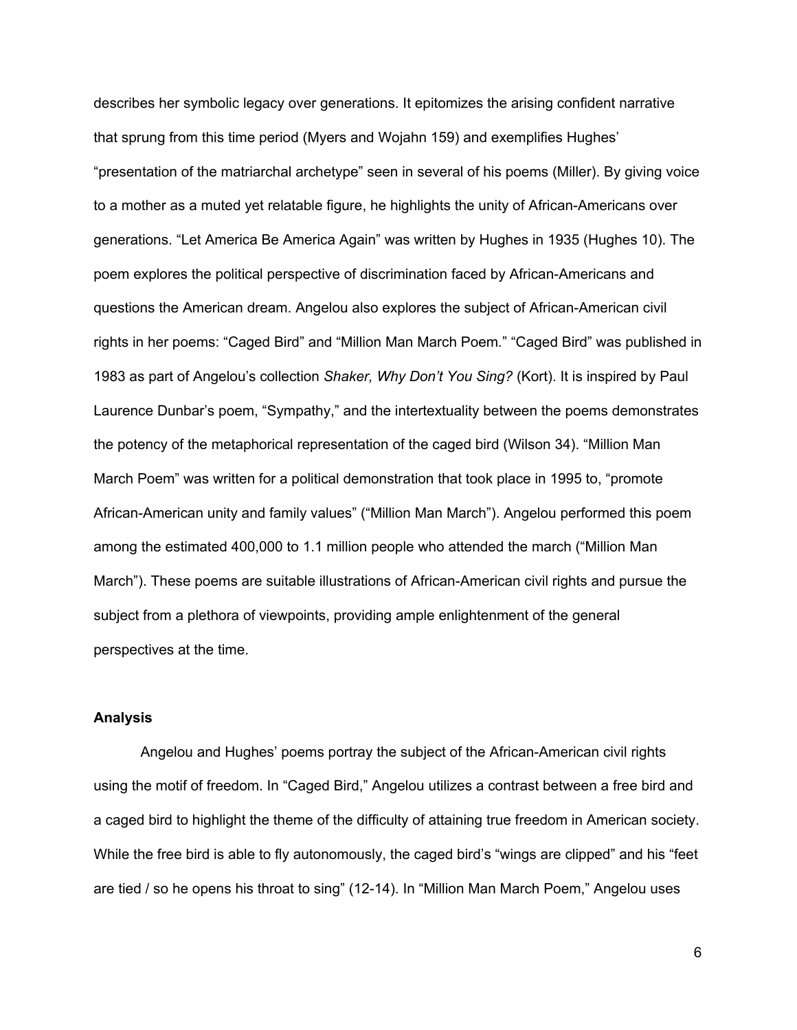describes her symbolic legacy over generations. It epitomizes the arising confident narrative that sprung from this time period (Myers and Wojahn 159) and exemplifies Hughes' "presentation of the matriarchal archetype" seen in several of his poems (Miller). By giving voice to a mother as a muted yet relatable figure, he highlights the unity of African-Americans over generations. "Let America Be America Again" was written by Hughes in 1935 (Hughes 10). The poem explores the political perspective of discrimination faced by African-Americans and questions the American dream. Angelou also explores the subject of African-American civil rights in her poems: "Caged Bird" and "Million Man March Poem." "Caged Bird" was published in 1983 as part of Angelou's collection *Shaker, Why Don't You Sing?* (Kort). It is inspired by Paul Laurence Dunbar's poem, "Sympathy," and the intertextuality between the poems demonstrates the potency of the metaphorical representation of the caged bird (Wilson 34). "Million Man March Poem" was written for a political demonstration that took place in 1995 to, "promote African-American unity and family values" ("Million Man March"). Angelou performed this poem among the estimated 400,000 to 1.1 million people who attended the march ("Million Man March"). These poems are suitable illustrations of African-American civil rights and pursue the subject from a plethora of viewpoints, providing ample enlightenment of the general perspectives at the time.

**Analysis**

Angelou and Hughes' poems portray the subject of the African-American civil rights using the motif of freedom. In "Caged Bird," Angelou utilizes a contrast between a free bird and a caged bird to highlight the theme of the difficulty of attaining true freedom in American society. While the free bird is able to fly autonomously, the caged bird's "wings are clipped" and his "feet are tied / so he opens his throat to sing" (12-14). In "Million Man March Poem," Angelou uses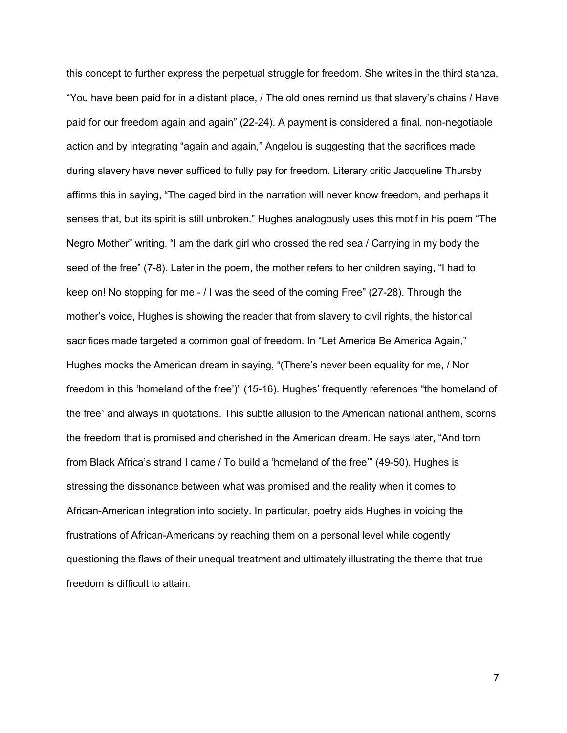this concept to further express the perpetual struggle for freedom. She writes in the third stanza, “You have been paid for in a distant place, / The old ones remind us that slavery’s chains / Have paid for our freedom again and again” (22-24). A payment is considered a final, non-negotiable action and by integrating “again and again,” Angelou is suggesting that the sacrifices made during slavery have never sufficed to fully pay for freedom. Literary critic Jacqueline Thursby affirms this in saying, “The caged bird in the narration will never know freedom, and perhaps it senses that, but its spirit is still unbroken.” Hughes analogously uses this motif in his poem “The Negro Mother” writing, “I am the dark girl who crossed the red sea / Carrying in my body the seed of the free” (7-8). Later in the poem, the mother refers to her children saying, “I had to keep on! No stopping for me - / I was the seed of the coming Free” (27-28). Through the mother’s voice, Hughes is showing the reader that from slavery to civil rights, the historical sacrifices made targeted a common goal of freedom. In “Let America Be America Again,” Hughes mocks the American dream in saying, “(There’s never been equality for me, / Nor freedom in this ‘homeland of the free’)” (15-16). Hughes’ frequently references “the homeland of the free” and always in quotations. This subtle allusion to the American national anthem, scorns the freedom that is promised and cherished in the American dream. He says later, “And torn from Black Africa’s strand I came / To build a ‘homeland of the free’” (49-50). Hughes is stressing the dissonance between what was promised and the reality when it comes to African-American integration into society. In particular, poetry aids Hughes in voicing the frustrations of African-Americans by reaching them on a personal level while cogently questioning the flaws of their unequal treatment and ultimately illustrating the theme that true freedom is difficult to attain.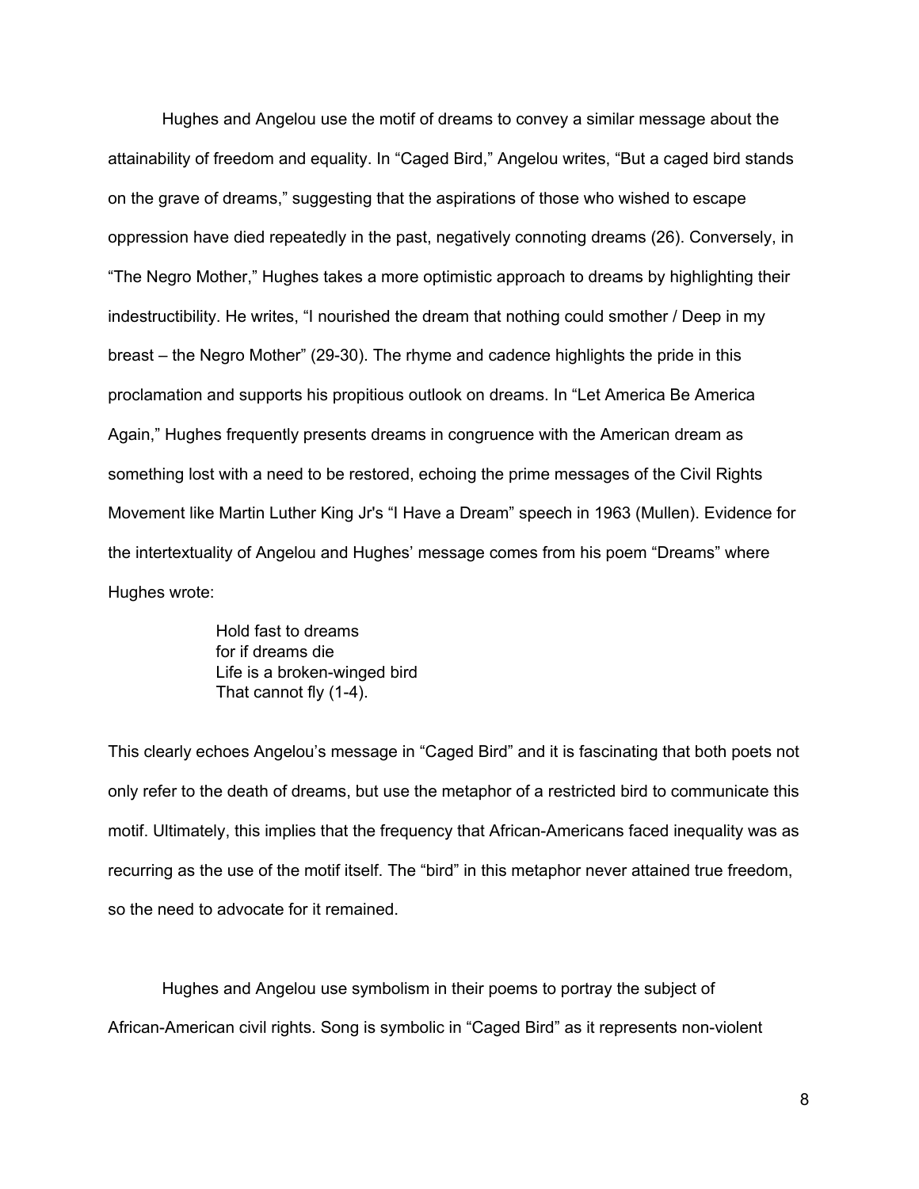Hughes and Angelou use the motif of dreams to convey a similar message about the attainability of freedom and equality. In "Caged Bird," Angelou writes, "But a caged bird stands on the grave of dreams," suggesting that the aspirations of those who wished to escape oppression have died repeatedly in the past, negatively connoting dreams (26). Conversely, in "The Negro Mother," Hughes takes a more optimistic approach to dreams by highlighting their indestructibility. He writes, "I nourished the dream that nothing could smother / Deep in my breast – the Negro Mother" (29-30). The rhyme and cadence highlights the pride in this proclamation and supports his propitious outlook on dreams. In "Let America Be America Again," Hughes frequently presents dreams in congruence with the American dream as something lost with a need to be restored, echoing the prime messages of the Civil Rights Movement like Martin Luther King Jr's "I Have a Dream" speech in 1963 (Mullen). Evidence for the intertextuality of Angelou and Hughes' message comes from his poem "Dreams" where Hughes wrote:

> Hold fast to dreams
> for if dreams die
> Life is a broken-winged bird
> That cannot fly (1-4).

This clearly echoes Angelou's message in "Caged Bird" and it is fascinating that both poets not only refer to the death of dreams, but use the metaphor of a restricted bird to communicate this motif. Ultimately, this implies that the frequency that African-Americans faced inequality was as recurring as the use of the motif itself. The "bird" in this metaphor never attained true freedom, so the need to advocate for it remained.

Hughes and Angelou use symbolism in their poems to portray the subject of African-American civil rights. Song is symbolic in "Caged Bird" as it represents non-violent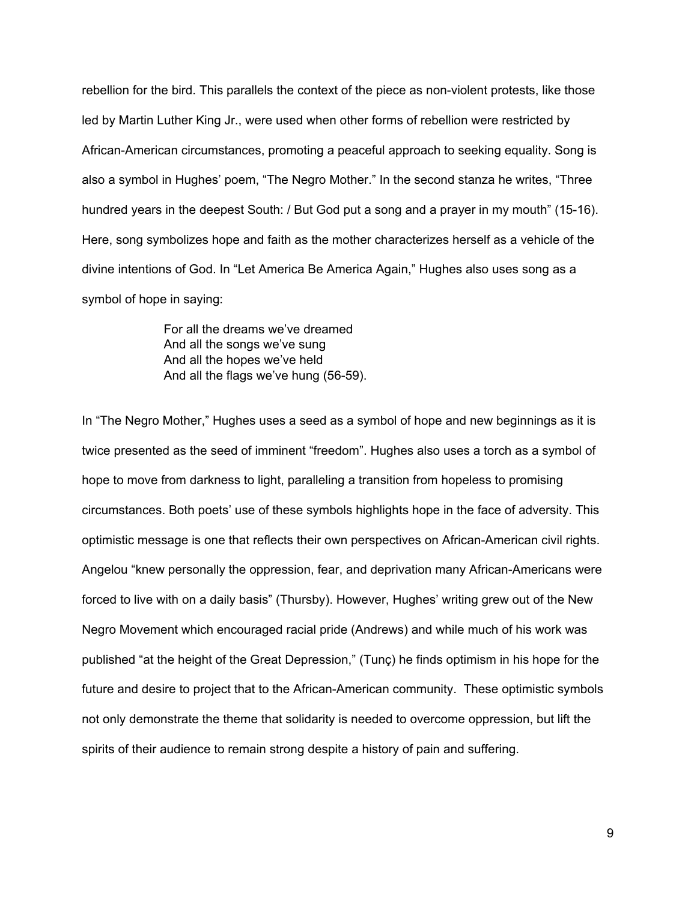rebellion for the bird. This parallels the context of the piece as non-violent protests, like those led by Martin Luther King Jr., were used when other forms of rebellion were restricted by African-American circumstances, promoting a peaceful approach to seeking equality. Song is also a symbol in Hughes' poem, "The Negro Mother." In the second stanza he writes, "Three hundred years in the deepest South: / But God put a song and a prayer in my mouth" (15-16). Here, song symbolizes hope and faith as the mother characterizes herself as a vehicle of the divine intentions of God. In "Let America Be America Again," Hughes also uses song as a symbol of hope in saying:

> For all the dreams we've dreamed
> And all the songs we've sung
> And all the hopes we've held
> And all the flags we've hung (56-59).

In "The Negro Mother," Hughes uses a seed as a symbol of hope and new beginnings as it is twice presented as the seed of imminent "freedom". Hughes also uses a torch as a symbol of hope to move from darkness to light, paralleling a transition from hopeless to promising circumstances. Both poets' use of these symbols highlights hope in the face of adversity. This optimistic message is one that reflects their own perspectives on African-American civil rights. Angelou "knew personally the oppression, fear, and deprivation many African-Americans were forced to live with on a daily basis" (Thursby). However, Hughes' writing grew out of the New Negro Movement which encouraged racial pride (Andrews) and while much of his work was published "at the height of the Great Depression," (Tunç) he finds optimism in his hope for the future and desire to project that to the African-American community. These optimistic symbols not only demonstrate the theme that solidarity is needed to overcome oppression, but lift the spirits of their audience to remain strong despite a history of pain and suffering.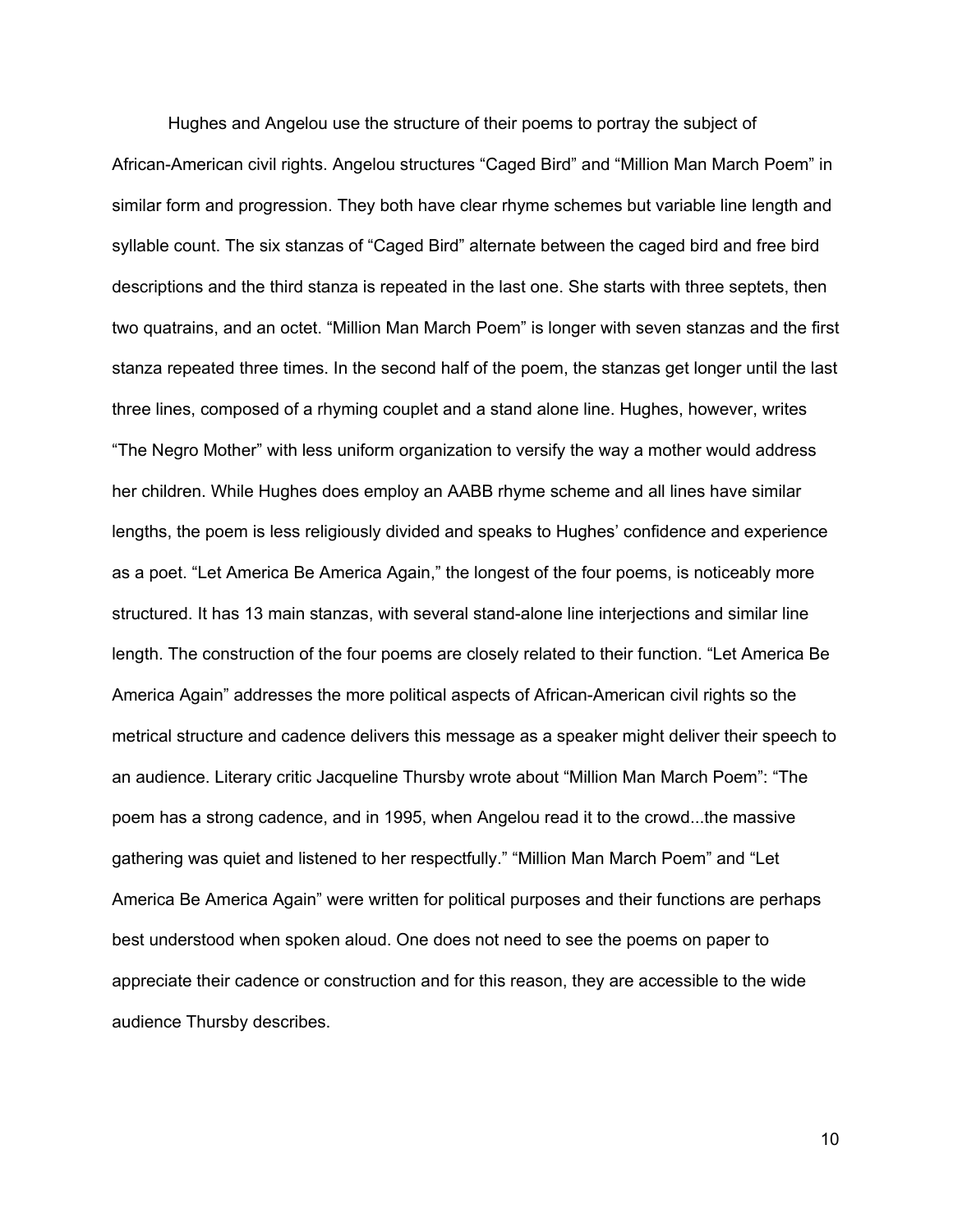Hughes and Angelou use the structure of their poems to portray the subject of African-American civil rights. Angelou structures “Caged Bird” and “Million Man March Poem” in similar form and progression. They both have clear rhyme schemes but variable line length and syllable count. The six stanzas of “Caged Bird” alternate between the caged bird and free bird descriptions and the third stanza is repeated in the last one. She starts with three septets, then two quatrains, and an octet. “Million Man March Poem” is longer with seven stanzas and the first stanza repeated three times. In the second half of the poem, the stanzas get longer until the last three lines, composed of a rhyming couplet and a stand alone line. Hughes, however, writes “The Negro Mother” with less uniform organization to versify the way a mother would address her children. While Hughes does employ an AABB rhyme scheme and all lines have similar lengths, the poem is less religiously divided and speaks to Hughes’ confidence and experience as a poet. “Let America Be America Again,” the longest of the four poems, is noticeably more structured. It has 13 main stanzas, with several stand-alone line interjections and similar line length. The construction of the four poems are closely related to their function. “Let America Be America Again” addresses the more political aspects of African-American civil rights so the metrical structure and cadence delivers this message as a speaker might deliver their speech to an audience. Literary critic Jacqueline Thursby wrote about “Million Man March Poem”: “The poem has a strong cadence, and in 1995, when Angelou read it to the crowd...the massive gathering was quiet and listened to her respectfully.” “Million Man March Poem” and “Let America Be America Again” were written for political purposes and their functions are perhaps best understood when spoken aloud. One does not need to see the poems on paper to appreciate their cadence or construction and for this reason, they are accessible to the wide audience Thursby describes.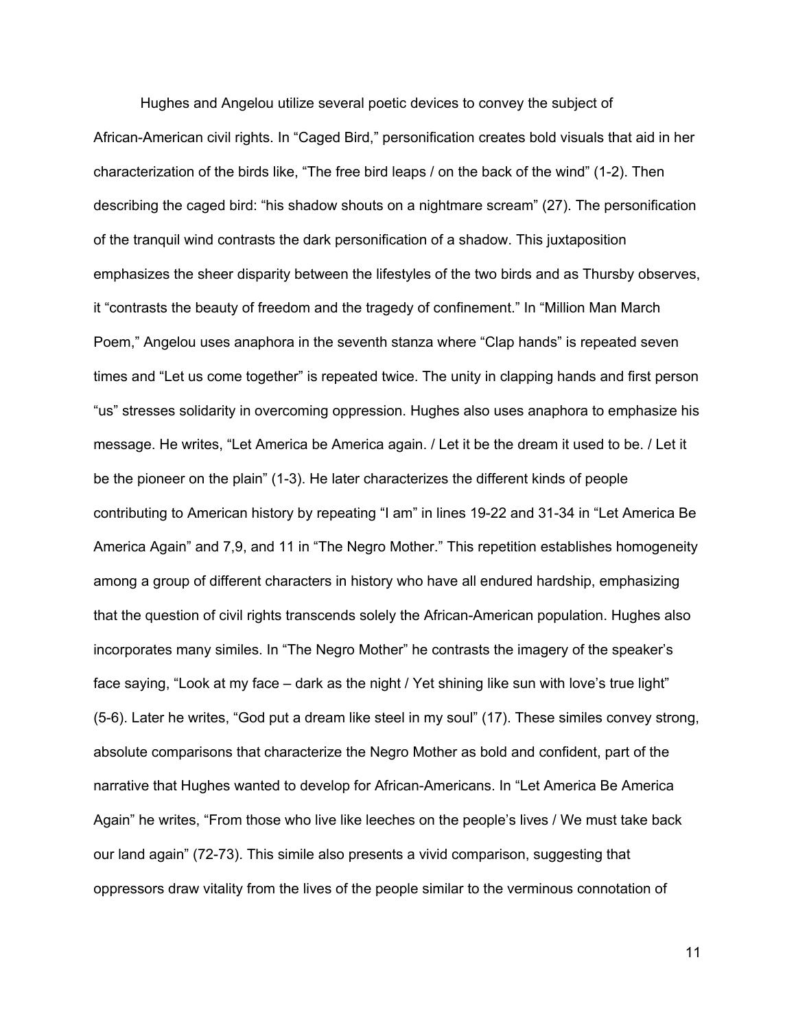Hughes and Angelou utilize several poetic devices to convey the subject of African-American civil rights. In "Caged Bird," personification creates bold visuals that aid in her characterization of the birds like, "The free bird leaps / on the back of the wind" (1-2). Then describing the caged bird: "his shadow shouts on a nightmare scream" (27). The personification of the tranquil wind contrasts the dark personification of a shadow. This juxtaposition emphasizes the sheer disparity between the lifestyles of the two birds and as Thursby observes, it "contrasts the beauty of freedom and the tragedy of confinement." In "Million Man March Poem," Angelou uses anaphora in the seventh stanza where "Clap hands" is repeated seven times and "Let us come together" is repeated twice. The unity in clapping hands and first person "us" stresses solidarity in overcoming oppression. Hughes also uses anaphora to emphasize his message. He writes, "Let America be America again. / Let it be the dream it used to be. / Let it be the pioneer on the plain" (1-3). He later characterizes the different kinds of people contributing to American history by repeating "I am" in lines 19-22 and 31-34 in "Let America Be America Again" and 7,9, and 11 in "The Negro Mother." This repetition establishes homogeneity among a group of different characters in history who have all endured hardship, emphasizing that the question of civil rights transcends solely the African-American population. Hughes also incorporates many similes. In "The Negro Mother" he contrasts the imagery of the speaker's face saying, "Look at my face – dark as the night / Yet shining like sun with love's true light" (5-6). Later he writes, "God put a dream like steel in my soul" (17). These similes convey strong, absolute comparisons that characterize the Negro Mother as bold and confident, part of the narrative that Hughes wanted to develop for African-Americans. In "Let America Be America Again" he writes, "From those who live like leeches on the people's lives / We must take back our land again" (72-73). This simile also presents a vivid comparison, suggesting that oppressors draw vitality from the lives of the people similar to the verminous connotation of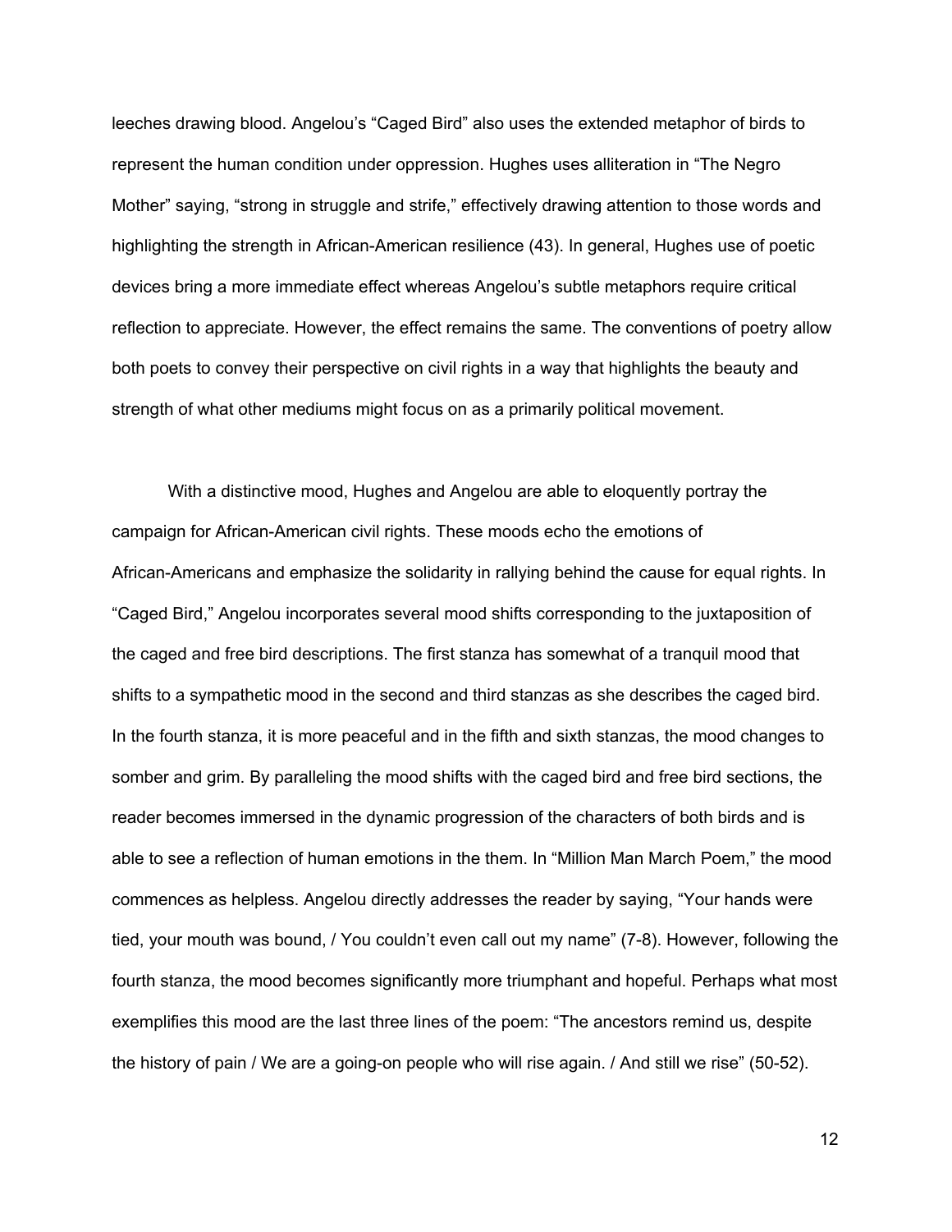leeches drawing blood. Angelou's "Caged Bird" also uses the extended metaphor of birds to represent the human condition under oppression. Hughes uses alliteration in "The Negro Mother" saying, "strong in struggle and strife," effectively drawing attention to those words and highlighting the strength in African-American resilience (43). In general, Hughes use of poetic devices bring a more immediate effect whereas Angelou's subtle metaphors require critical reflection to appreciate. However, the effect remains the same. The conventions of poetry allow both poets to convey their perspective on civil rights in a way that highlights the beauty and strength of what other mediums might focus on as a primarily political movement.

With a distinctive mood, Hughes and Angelou are able to eloquently portray the campaign for African-American civil rights. These moods echo the emotions of African-Americans and emphasize the solidarity in rallying behind the cause for equal rights. In "Caged Bird," Angelou incorporates several mood shifts corresponding to the juxtaposition of the caged and free bird descriptions. The first stanza has somewhat of a tranquil mood that shifts to a sympathetic mood in the second and third stanzas as she describes the caged bird. In the fourth stanza, it is more peaceful and in the fifth and sixth stanzas, the mood changes to somber and grim. By paralleling the mood shifts with the caged bird and free bird sections, the reader becomes immersed in the dynamic progression of the characters of both birds and is able to see a reflection of human emotions in the them. In "Million Man March Poem," the mood commences as helpless. Angelou directly addresses the reader by saying, "Your hands were tied, your mouth was bound, / You couldn't even call out my name" (7-8). However, following the fourth stanza, the mood becomes significantly more triumphant and hopeful. Perhaps what most exemplifies this mood are the last three lines of the poem: "The ancestors remind us, despite the history of pain / We are a going-on people who will rise again. / And still we rise" (50-52).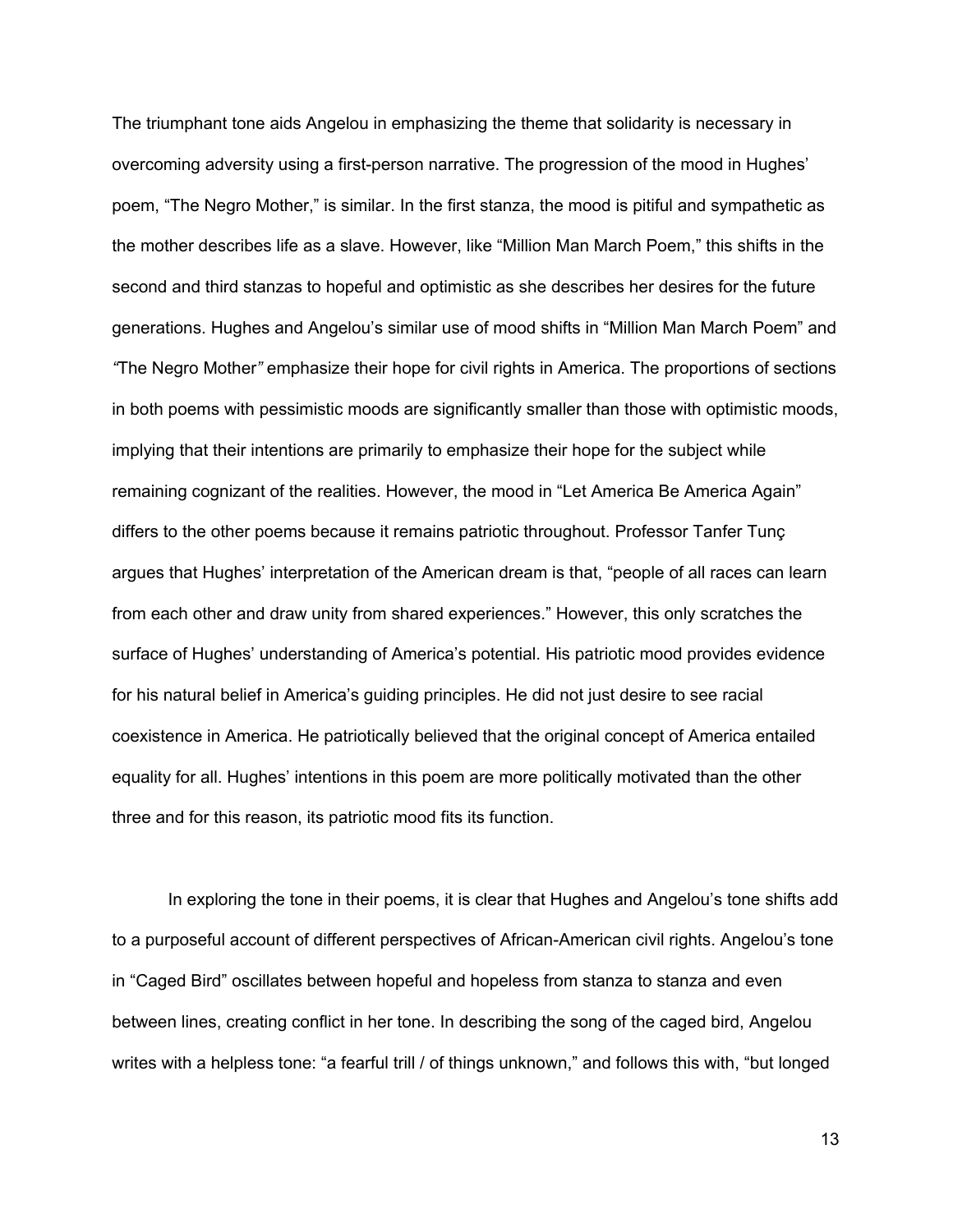The triumphant tone aids Angelou in emphasizing the theme that solidarity is necessary in overcoming adversity using a first-person narrative. The progression of the mood in Hughes' poem, "The Negro Mother," is similar. In the first stanza, the mood is pitiful and sympathetic as the mother describes life as a slave. However, like "Million Man March Poem," this shifts in the second and third stanzas to hopeful and optimistic as she describes her desires for the future generations. Hughes and Angelou's similar use of mood shifts in "Million Man March Poem" and *"*The Negro Mother*"* emphasize their hope for civil rights in America. The proportions of sections in both poems with pessimistic moods are significantly smaller than those with optimistic moods, implying that their intentions are primarily to emphasize their hope for the subject while remaining cognizant of the realities. However, the mood in "Let America Be America Again" differs to the other poems because it remains patriotic throughout. Professor Tanfer Tunç argues that Hughes' interpretation of the American dream is that, "people of all races can learn from each other and draw unity from shared experiences." However, this only scratches the surface of Hughes' understanding of America's potential. His patriotic mood provides evidence for his natural belief in America's guiding principles. He did not just desire to see racial coexistence in America. He patriotically believed that the original concept of America entailed equality for all. Hughes' intentions in this poem are more politically motivated than the other three and for this reason, its patriotic mood fits its function.

In exploring the tone in their poems, it is clear that Hughes and Angelou's tone shifts add to a purposeful account of different perspectives of African-American civil rights. Angelou's tone in "Caged Bird" oscillates between hopeful and hopeless from stanza to stanza and even between lines, creating conflict in her tone. In describing the song of the caged bird, Angelou writes with a helpless tone: "a fearful trill / of things unknown," and follows this with, "but longed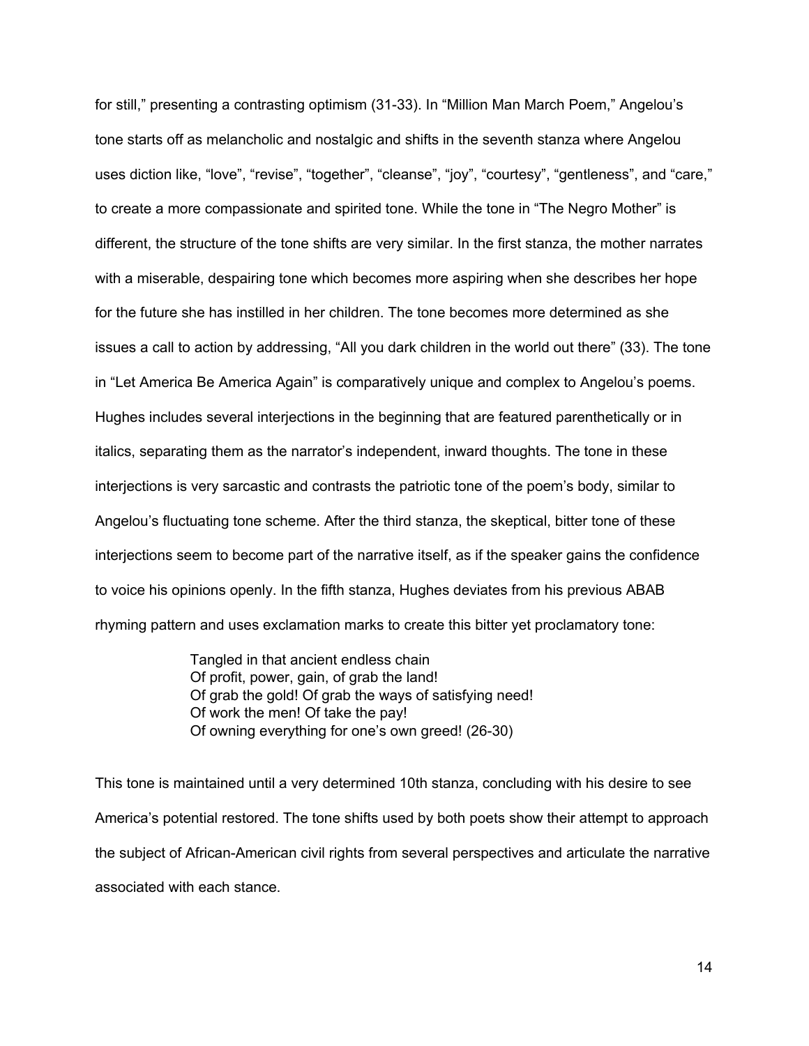for still," presenting a contrasting optimism (31-33). In "Million Man March Poem," Angelou's tone starts off as melancholic and nostalgic and shifts in the seventh stanza where Angelou uses diction like, "love", "revise", "together", "cleanse", "joy", "courtesy", "gentleness", and "care," to create a more compassionate and spirited tone. While the tone in "The Negro Mother" is different, the structure of the tone shifts are very similar. In the first stanza, the mother narrates with a miserable, despairing tone which becomes more aspiring when she describes her hope for the future she has instilled in her children. The tone becomes more determined as she issues a call to action by addressing, "All you dark children in the world out there" (33). The tone in "Let America Be America Again" is comparatively unique and complex to Angelou's poems. Hughes includes several interjections in the beginning that are featured parenthetically or in italics, separating them as the narrator's independent, inward thoughts. The tone in these interjections is very sarcastic and contrasts the patriotic tone of the poem's body, similar to Angelou's fluctuating tone scheme. After the third stanza, the skeptical, bitter tone of these interjections seem to become part of the narrative itself, as if the speaker gains the confidence to voice his opinions openly. In the fifth stanza, Hughes deviates from his previous ABAB rhyming pattern and uses exclamation marks to create this bitter yet proclamatory tone:

> Tangled in that ancient endless chain
> Of profit, power, gain, of grab the land!
> Of grab the gold! Of grab the ways of satisfying need!
> Of work the men! Of take the pay!
> Of owning everything for one's own greed! (26-30)

This tone is maintained until a very determined 10th stanza, concluding with his desire to see America's potential restored. The tone shifts used by both poets show their attempt to approach the subject of African-American civil rights from several perspectives and articulate the narrative associated with each stance.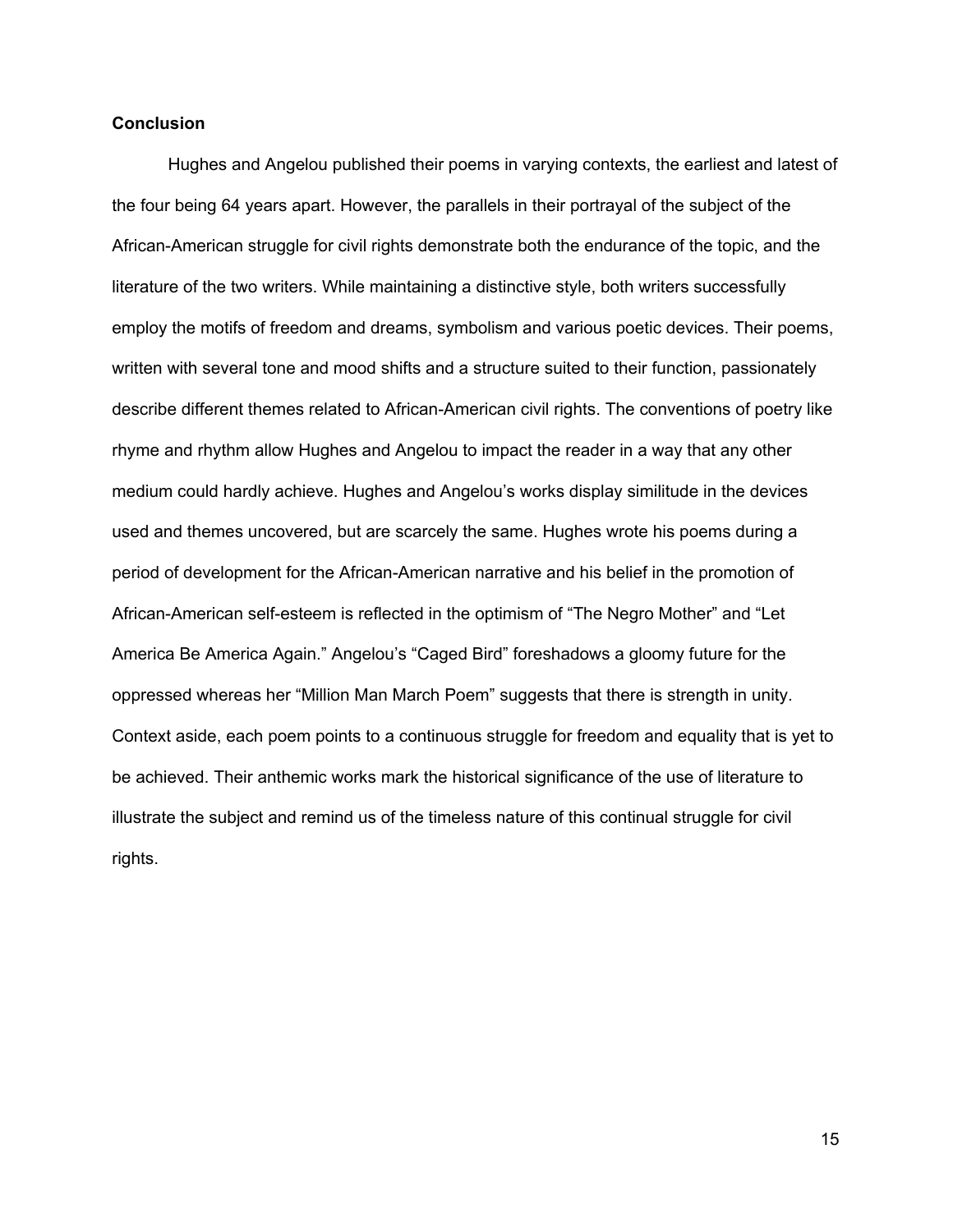**Conclusion**

Hughes and Angelou published their poems in varying contexts, the earliest and latest of the four being 64 years apart. However, the parallels in their portrayal of the subject of the African-American struggle for civil rights demonstrate both the endurance of the topic, and the literature of the two writers. While maintaining a distinctive style, both writers successfully employ the motifs of freedom and dreams, symbolism and various poetic devices. Their poems, written with several tone and mood shifts and a structure suited to their function, passionately describe different themes related to African-American civil rights. The conventions of poetry like rhyme and rhythm allow Hughes and Angelou to impact the reader in a way that any other medium could hardly achieve. Hughes and Angelou's works display similitude in the devices used and themes uncovered, but are scarcely the same. Hughes wrote his poems during a period of development for the African-American narrative and his belief in the promotion of African-American self-esteem is reflected in the optimism of "The Negro Mother" and "Let America Be America Again." Angelou's "Caged Bird" foreshadows a gloomy future for the oppressed whereas her "Million Man March Poem" suggests that there is strength in unity. Context aside, each poem points to a continuous struggle for freedom and equality that is yet to be achieved. Their anthemic works mark the historical significance of the use of literature to illustrate the subject and remind us of the timeless nature of this continual struggle for civil rights.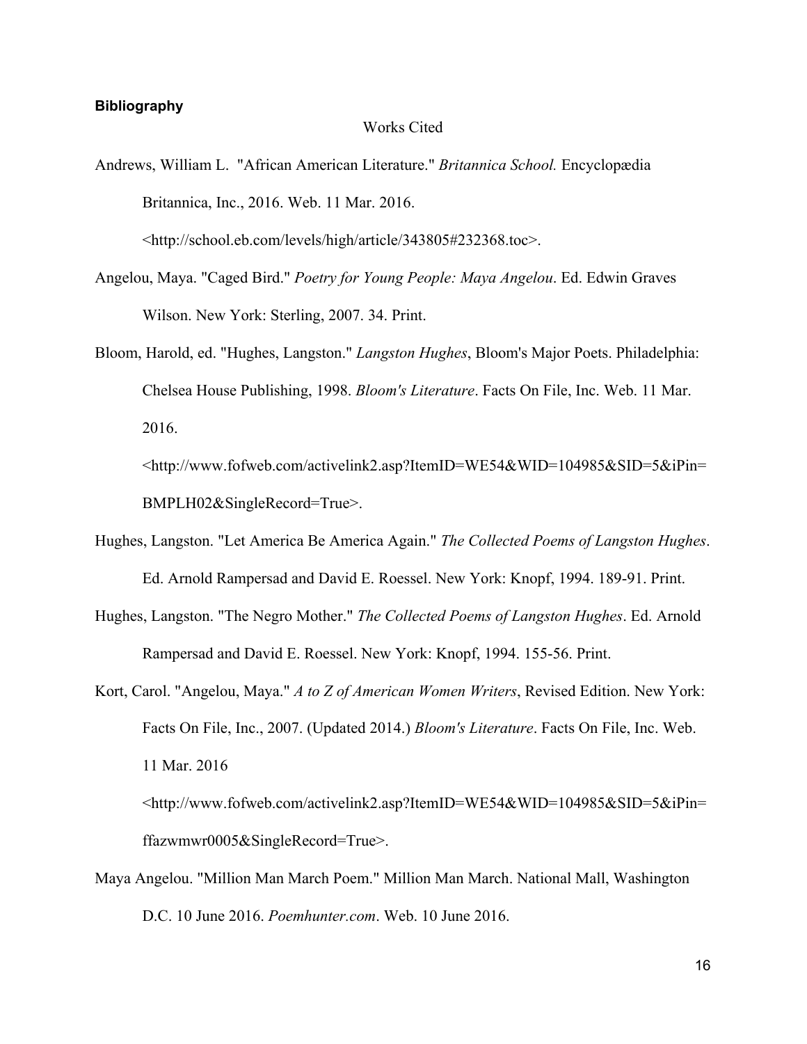**Bibliography**

Works Cited

Andrews, William L. "African American Literature." *Britannica School.* Encyclopædia Britannica, Inc., 2016. Web. 11 Mar. 2016. <http://school.eb.com/levels/high/article/343805#232368.toc>.

Angelou, Maya. "Caged Bird." *Poetry for Young People: Maya Angelou*. Ed. Edwin Graves Wilson. New York: Sterling, 2007. 34. Print.

Bloom, Harold, ed. "Hughes, Langston." *Langston Hughes*, Bloom's Major Poets. Philadelphia: Chelsea House Publishing, 1998. *Bloom's Literature*. Facts On File, Inc. Web. 11 Mar. 2016. <http://www.fofweb.com/activelink2.asp?ItemID=WE54&WID=104985&SID=5&iPin=BMPLH02&SingleRecord=True>.

Hughes, Langston. "Let America Be America Again." *The Collected Poems of Langston Hughes*. Ed. Arnold Rampersad and David E. Roessel. New York: Knopf, 1994. 189-91. Print.

Hughes, Langston. "The Negro Mother." *The Collected Poems of Langston Hughes*. Ed. Arnold Rampersad and David E. Roessel. New York: Knopf, 1994. 155-56. Print.

Kort, Carol. "Angelou, Maya." *A to Z of American Women Writers*, Revised Edition. New York: Facts On File, Inc., 2007. (Updated 2014.) *Bloom's Literature*. Facts On File, Inc. Web. 11 Mar. 2016 <http://www.fofweb.com/activelink2.asp?ItemID=WE54&WID=104985&SID=5&iPin=ffazwmwr0005&SingleRecord=True>.

Maya Angelou. "Million Man March Poem." Million Man March. National Mall, Washington D.C. 10 June 2016. *Poemhunter.com*. Web. 10 June 2016.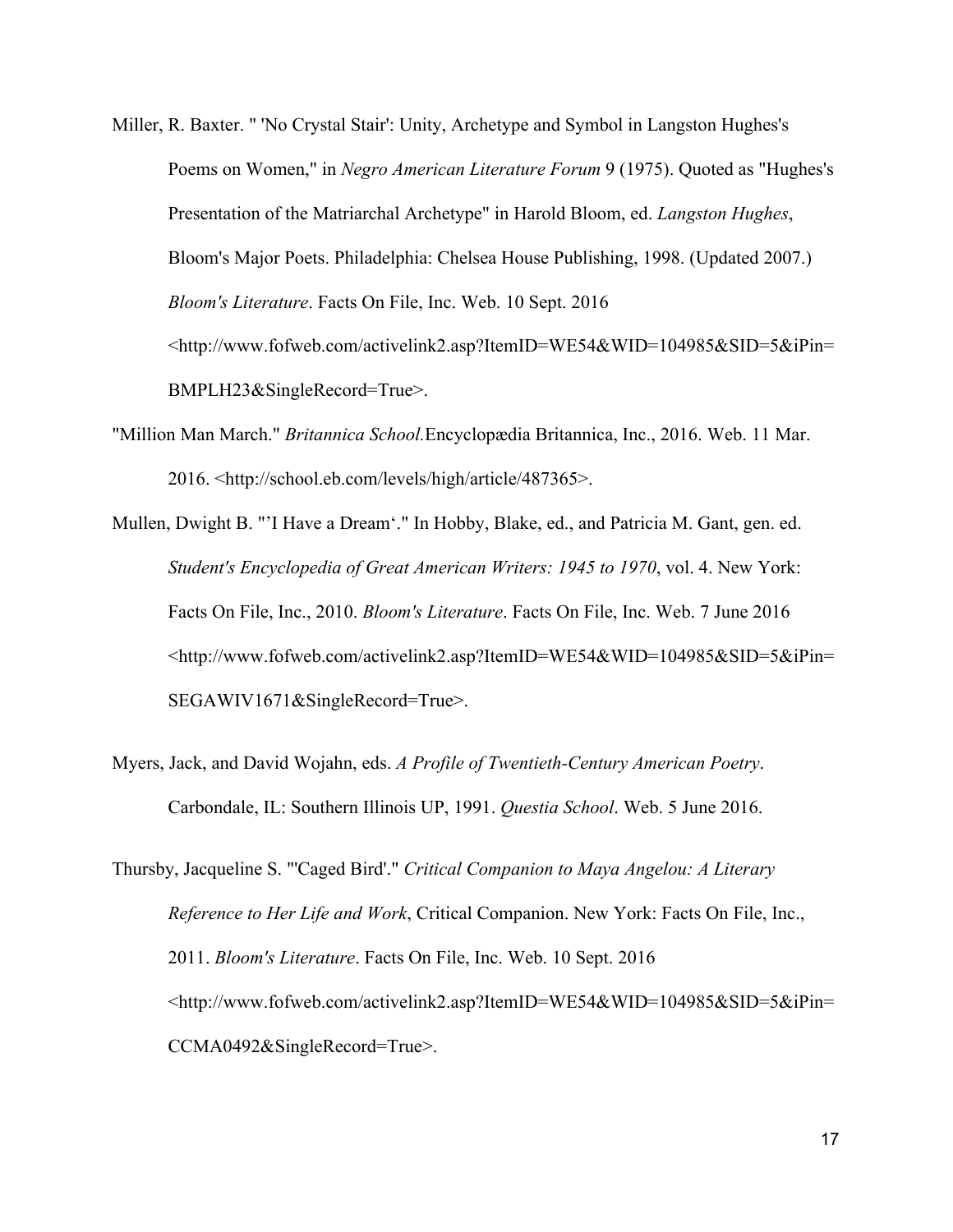Miller, R. Baxter. " 'No Crystal Stair': Unity, Archetype and Symbol in Langston Hughes's Poems on Women," in *Negro American Literature Forum* 9 (1975). Quoted as "Hughes's Presentation of the Matriarchal Archetype" in Harold Bloom, ed. *Langston Hughes*, Bloom's Major Poets. Philadelphia: Chelsea House Publishing, 1998. (Updated 2007.) *Bloom's Literature*. Facts On File, Inc. Web. 10 Sept. 2016 <http://www.fofweb.com/activelink2.asp?ItemID=WE54&WID=104985&SID=5&iPin=BMPLH23&SingleRecord=True>.

"Million Man March." *Britannica School.*Encyclopædia Britannica, Inc., 2016. Web. 11 Mar. 2016. <http://school.eb.com/levels/high/article/487365>.

Mullen, Dwight B. "'I Have a Dream'." In Hobby, Blake, ed., and Patricia M. Gant, gen. ed. *Student's Encyclopedia of Great American Writers: 1945 to 1970*, vol. 4. New York: Facts On File, Inc., 2010. *Bloom's Literature*. Facts On File, Inc. Web. 7 June 2016 <http://www.fofweb.com/activelink2.asp?ItemID=WE54&WID=104985&SID=5&iPin=SEGAWIV1671&SingleRecord=True>.

Myers, Jack, and David Wojahn, eds. *A Profile of Twentieth-Century American Poetry*. Carbondale, IL: Southern Illinois UP, 1991. *Questia School*. Web. 5 June 2016.

Thursby, Jacqueline S. "'Caged Bird'." *Critical Companion to Maya Angelou: A Literary Reference to Her Life and Work*, Critical Companion. New York: Facts On File, Inc., 2011. *Bloom's Literature*. Facts On File, Inc. Web. 10 Sept. 2016 <http://www.fofweb.com/activelink2.asp?ItemID=WE54&WID=104985&SID=5&iPin=CCMA0492&SingleRecord=True>.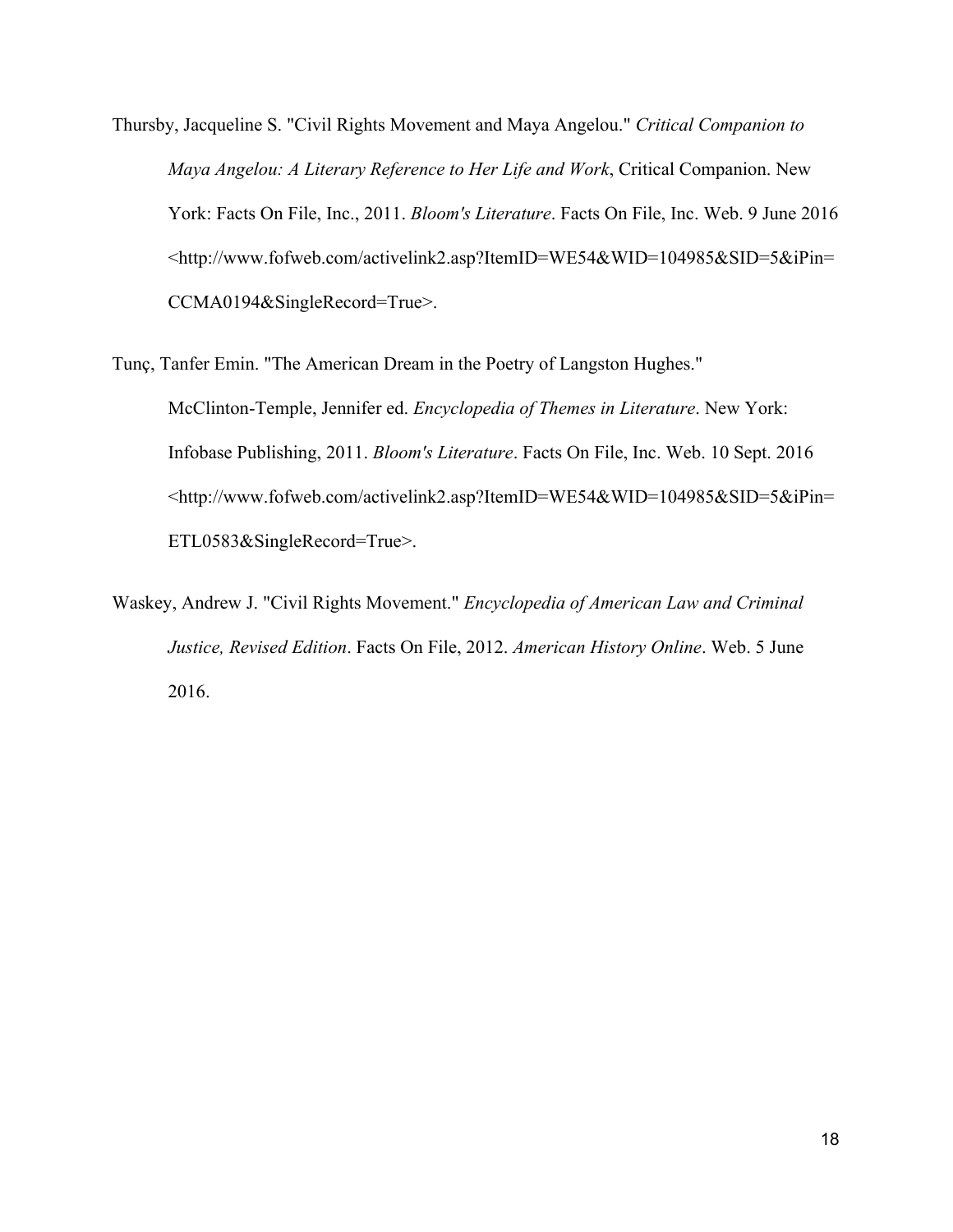Thursby, Jacqueline S. "Civil Rights Movement and Maya Angelou." *Critical Companion to Maya Angelou: A Literary Reference to Her Life and Work*, Critical Companion. New York: Facts On File, Inc., 2011. *Bloom's Literature*. Facts On File, Inc. Web. 9 June 2016 <http://www.fofweb.com/activelink2.asp?ItemID=WE54&WID=104985&SID=5&iPin=CCMA0194&SingleRecord=True>.

Tunç, Tanfer Emin. "The American Dream in the Poetry of Langston Hughes." McClinton-Temple, Jennifer ed. *Encyclopedia of Themes in Literature*. New York: Infobase Publishing, 2011. *Bloom's Literature*. Facts On File, Inc. Web. 10 Sept. 2016 <http://www.fofweb.com/activelink2.asp?ItemID=WE54&WID=104985&SID=5&iPin=ETL0583&SingleRecord=True>.

Waskey, Andrew J. "Civil Rights Movement." *Encyclopedia of American Law and Criminal Justice, Revised Edition*. Facts On File, 2012. *American History Online*. Web. 5 June 2016.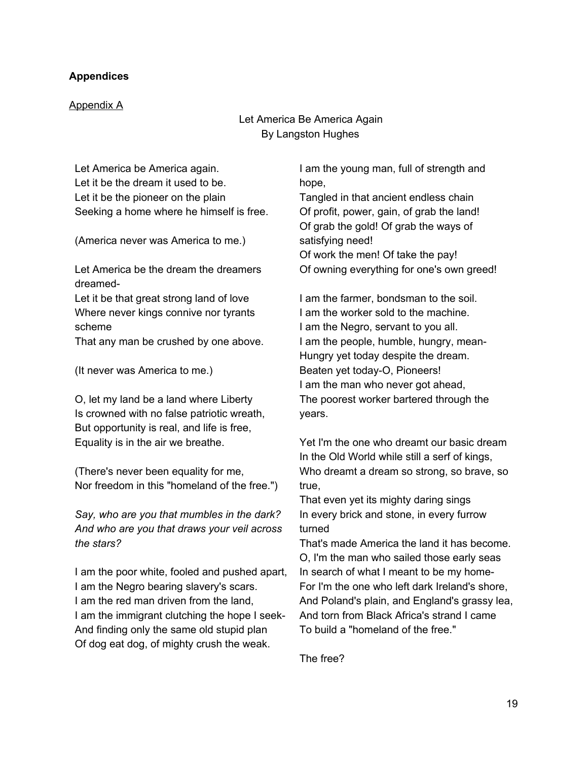**Appendices**

Appendix A

Let America Be America Again
By Langston Hughes

Let America be America again.
Let it be the dream it used to be.
Let it be the pioneer on the plain
Seeking a home where he himself is free.

(America never was America to me.)

Let America be the dream the dreamers dreamed-
Let it be that great strong land of love
Where never kings connive nor tyrants scheme
That any man be crushed by one above.

(It never was America to me.)

O, let my land be a land where Liberty
Is crowned with no false patriotic wreath,
But opportunity is real, and life is free,
Equality is in the air we breathe.

(There's never been equality for me,
Nor freedom in this "homeland of the free.")

*Say, who are you that mumbles in the dark?*
*And who are you that draws your veil across the stars?*

I am the poor white, fooled and pushed apart,
I am the Negro bearing slavery's scars.
I am the red man driven from the land,
I am the immigrant clutching the hope I seek-
And finding only the same old stupid plan
Of dog eat dog, of mighty crush the weak.

I am the young man, full of strength and hope,
Tangled in that ancient endless chain
Of profit, power, gain, of grab the land!
Of grab the gold! Of grab the ways of satisfying need!
Of work the men! Of take the pay!
Of owning everything for one's own greed!

I am the farmer, bondsman to the soil.
I am the worker sold to the machine.
I am the Negro, servant to you all.
I am the people, humble, hungry, mean-
Hungry yet today despite the dream.
Beaten yet today-O, Pioneers!
I am the man who never got ahead,
The poorest worker bartered through the years.

Yet I'm the one who dreamt our basic dream
In the Old World while still a serf of kings,
Who dreamt a dream so strong, so brave, so true,
That even yet its mighty daring sings
In every brick and stone, in every furrow turned
That's made America the land it has become.
O, I'm the man who sailed those early seas
In search of what I meant to be my home-
For I'm the one who left dark Ireland's shore,
And Poland's plain, and England's grassy lea,
And torn from Black Africa's strand I came
To build a "homeland of the free."

The free?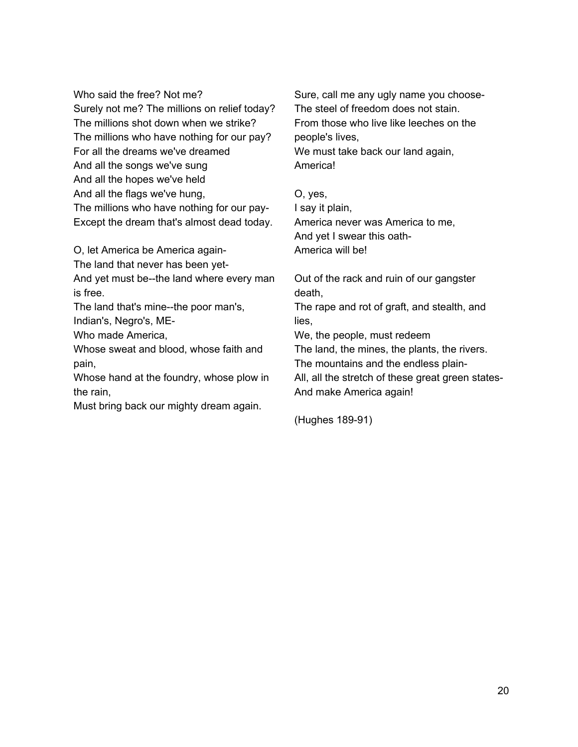Who said the free? Not me?  
Surely not me? The millions on relief today?  
The millions shot down when we strike?  
The millions who have nothing for our pay?  
For all the dreams we've dreamed  
And all the songs we've sung  
And all the hopes we've held  
And all the flags we've hung,  
The millions who have nothing for our pay-  
Except the dream that's almost dead today.

O, let America be America again-  
The land that never has been yet-  
And yet must be--the land where every man is free.  
The land that's mine--the poor man's, Indian's, Negro's, ME-  
Who made America,  
Whose sweat and blood, whose faith and pain,  
Whose hand at the foundry, whose plow in the rain,  
Must bring back our mighty dream again.

Sure, call me any ugly name you choose-  
The steel of freedom does not stain.  
From those who live like leeches on the people's lives,  
We must take back our land again,  
America!

O, yes,  
I say it plain,  
America never was America to me,  
And yet I swear this oath-  
America will be!

Out of the rack and ruin of our gangster death,  
The rape and rot of graft, and stealth, and lies,  
We, the people, must redeem  
The land, the mines, the plants, the rivers.  
The mountains and the endless plain-  
All, all the stretch of these great green states-  
And make America again!

(Hughes 189-91)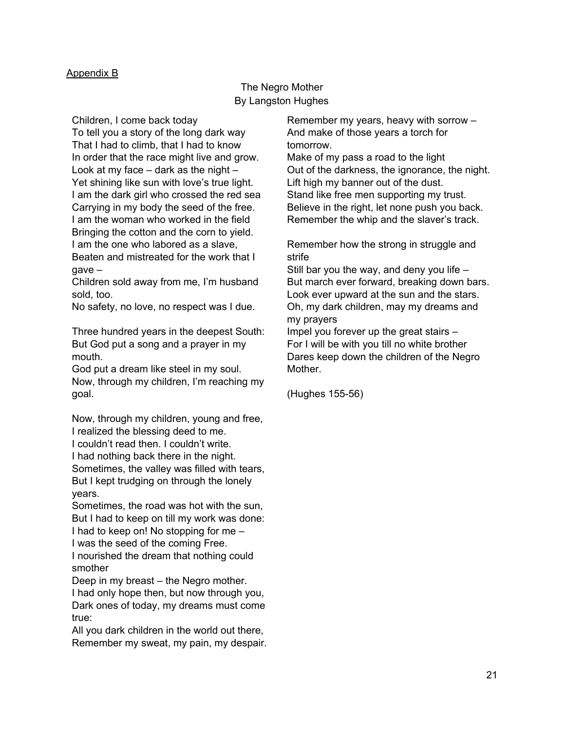Appendix B

The Negro Mother
By Langston Hughes

Children, I come back today
To tell you a story of the long dark way
That I had to climb, that I had to know
In order that the race might live and grow.
Look at my face – dark as the night –
Yet shining like sun with love's true light.
I am the dark girl who crossed the red sea
Carrying in my body the seed of the free.
I am the woman who worked in the field
Bringing the cotton and the corn to yield.
I am the one who labored as a slave,
Beaten and mistreated for the work that I gave –
Children sold away from me, I'm husband sold, too.
No safety, no love, no respect was I due.

Three hundred years in the deepest South:
But God put a song and a prayer in my mouth.
God put a dream like steel in my soul.
Now, through my children, I'm reaching my goal.

Now, through my children, young and free,
I realized the blessing deed to me.
I couldn't read then. I couldn't write.
I had nothing back there in the night.
Sometimes, the valley was filled with tears,
But I kept trudging on through the lonely years.
Sometimes, the road was hot with the sun,
But I had to keep on till my work was done:
I had to keep on! No stopping for me –
I was the seed of the coming Free.
I nourished the dream that nothing could smother
Deep in my breast – the Negro mother.
I had only hope then, but now through you,
Dark ones of today, my dreams must come true:
All you dark children in the world out there,
Remember my sweat, my pain, my despair.
Remember my years, heavy with sorrow –
And make of those years a torch for tomorrow.
Make of my pass a road to the light
Out of the darkness, the ignorance, the night.
Lift high my banner out of the dust.
Stand like free men supporting my trust.
Believe in the right, let none push you back.
Remember the whip and the slaver's track.

Remember how the strong in struggle and strife
Still bar you the way, and deny you life –
But march ever forward, breaking down bars.
Look ever upward at the sun and the stars.
Oh, my dark children, may my dreams and my prayers
Impel you forever up the great stairs –
For I will be with you till no white brother
Dares keep down the children of the Negro Mother.

(Hughes 155-56)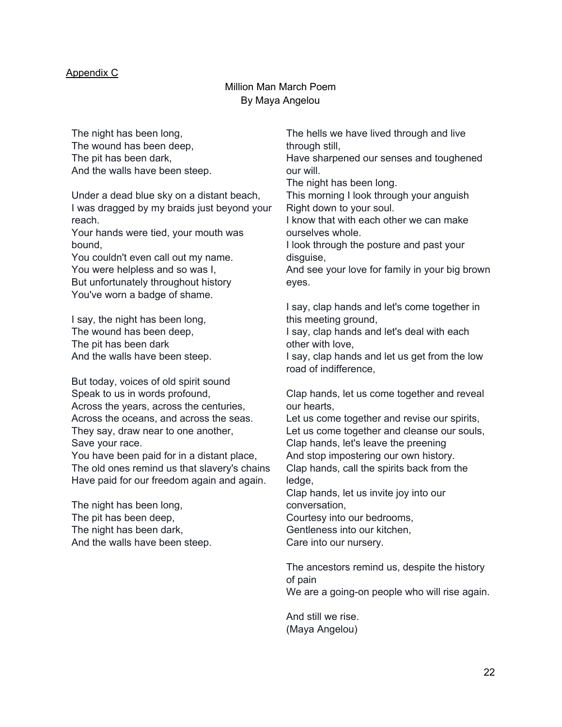Appendix C

# Million Man March Poem
## By Maya Angelou

The night has been long,
The wound has been deep,
The pit has been dark,
And the walls have been steep.

Under a dead blue sky on a distant beach,
I was dragged by my braids just beyond your reach.
Your hands were tied, your mouth was bound,
You couldn't even call out my name.
You were helpless and so was I,
But unfortunately throughout history
You've worn a badge of shame.

I say, the night has been long,
The wound has been deep,
The pit has been dark
And the walls have been steep.

But today, voices of old spirit sound
Speak to us in words profound,
Across the years, across the centuries,
Across the oceans, and across the seas.
They say, draw near to one another,
Save your race.
You have been paid for in a distant place,
The old ones remind us that slavery's chains
Have paid for our freedom again and again.

The night has been long,
The pit has been deep,
The night has been dark,
And the walls have been steep.

The hells we have lived through and live through still,
Have sharpened our senses and toughened our will.
The night has been long.
This morning I look through your anguish
Right down to your soul.
I know that with each other we can make ourselves whole.
I look through the posture and past your disguise,
And see your love for family in your big brown eyes.

I say, clap hands and let's come together in this meeting ground,
I say, clap hands and let's deal with each other with love,
I say, clap hands and let us get from the low road of indifference,

Clap hands, let us come together and reveal our hearts,
Let us come together and revise our spirits,
Let us come together and cleanse our souls,
Clap hands, let's leave the preening
And stop impostering our own history.
Clap hands, call the spirits back from the ledge,
Clap hands, let us invite joy into our conversation,
Courtesy into our bedrooms,
Gentleness into our kitchen,
Care into our nursery.

The ancestors remind us, despite the history of pain
We are a going-on people who will rise again.

And still we rise.
(Maya Angelou)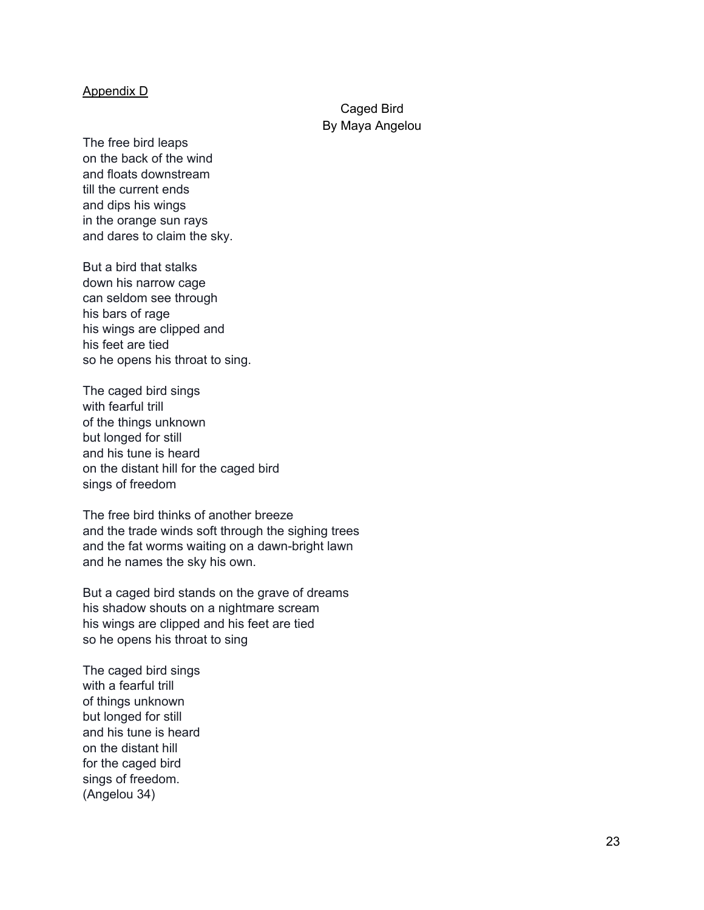Appendix D

Caged Bird
By Maya Angelou

The free bird leaps
on the back of the wind
and floats downstream
till the current ends
and dips his wings
in the orange sun rays
and dares to claim the sky.

But a bird that stalks
down his narrow cage
can seldom see through
his bars of rage
his wings are clipped and
his feet are tied
so he opens his throat to sing.

The caged bird sings
with fearful trill
of the things unknown
but longed for still
and his tune is heard
on the distant hill for the caged bird
sings of freedom

The free bird thinks of another breeze
and the trade winds soft through the sighing trees
and the fat worms waiting on a dawn-bright lawn
and he names the sky his own.

But a caged bird stands on the grave of dreams
his shadow shouts on a nightmare scream
his wings are clipped and his feet are tied
so he opens his throat to sing

The caged bird sings
with a fearful trill
of things unknown
but longed for still
and his tune is heard
on the distant hill
for the caged bird
sings of freedom.
(Angelou 34)